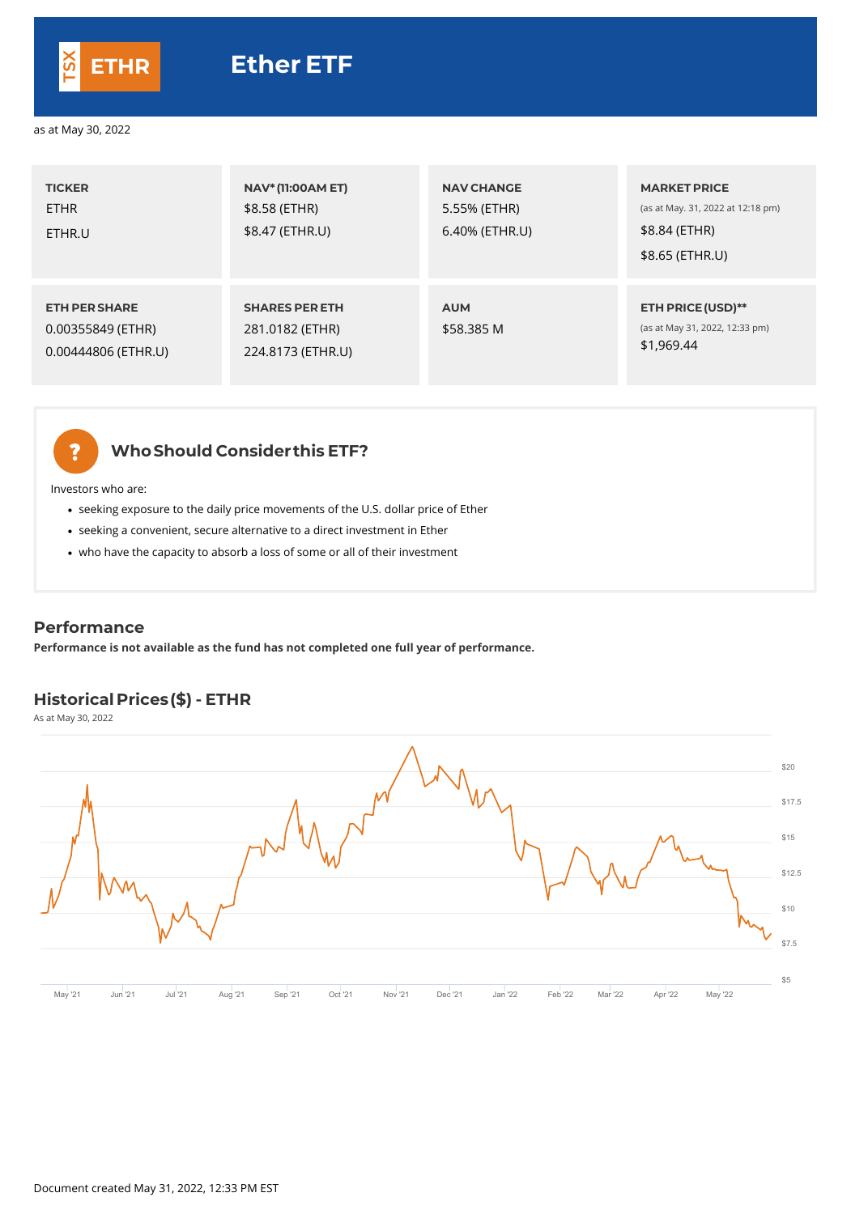# Ether ETF

TSX ETHR

as at May 30, 2022

| TICKER | NAV* (11:00AM ET) | NAV CHANGE | MARKET PRICE |
|---|---|---|---|
| ETHR<br>ETHR.U | $8.58 (ETHR)<br>$8.47 (ETHR.U) | 5.55% (ETHR)<br>6.40% (ETHR.U) | (as at May. 31, 2022 at 12:18 pm)<br>$8.84 (ETHR)<br>$8.65 (ETHR.U) |
| **ETH PER SHARE** | **SHARES PER ETH** | **AUM** | **ETH PRICE (USD)**** |
| 0.00355849 (ETHR)<br>0.00444806 (ETHR.U) | 281.0182 (ETHR)<br>224.8173 (ETHR.U) | $58.385 M | (as at May 31, 2022, 12:33 pm)<br>$1,969.44 |

## Who Should Consider this ETF?

Investors who are:

- seeking exposure to the daily price movements of the U.S. dollar price of Ether
- seeking a convenient, secure alternative to a direct investment in Ether
- who have the capacity to absorb a loss of some or all of their investment

## Performance

**Performance is not available as the fund has not completed one full year of performance.**

## Historical Prices ($) - ETHR

As at May 30, 2022

Document created May 31, 2022, 12:33 PM EST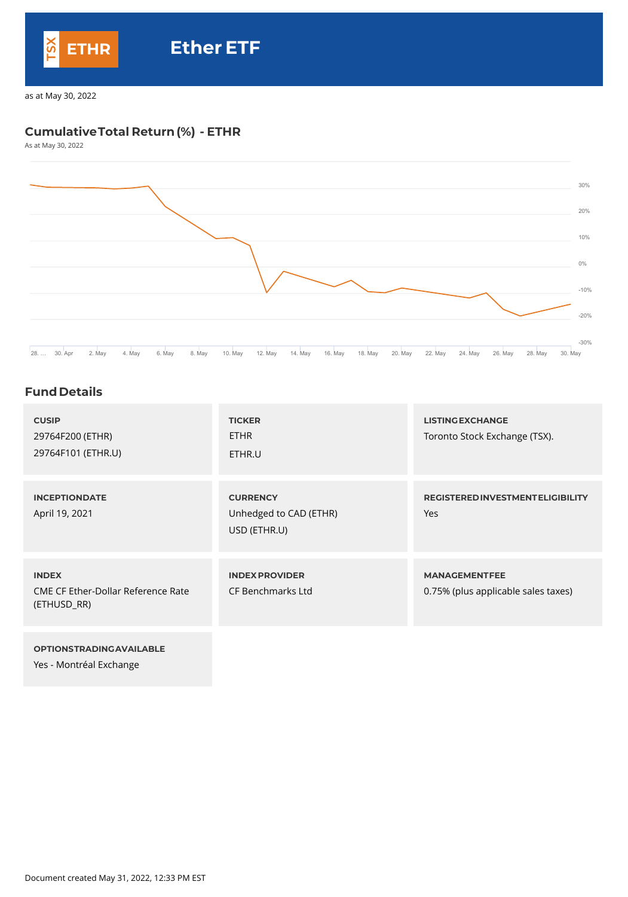# Ether ETF

TSX ETHR

as at May 30, 2022

## Cumulative Total Return (%) - ETHR

As at May 30, 2022

## Fund Details

| CUSIP | TICKER | LISTING EXCHANGE |
|---|---|---|
| 29764F200 (ETHR)<br>29764F101 (ETHR.U) | ETHR<br>ETHR.U | Toronto Stock Exchange (TSX). |

| INCEPTION DATE | CURRENCY | REGISTERED INVESTMENT ELIGIBILITY |
|---|---|---|
| April 19, 2021 | Unhedged to CAD (ETHR)<br>USD (ETHR.U) | Yes |

| INDEX | INDEX PROVIDER | MANAGEMENT FEE |
|---|---|---|
| CME CF Ether-Dollar Reference Rate (ETHUSD_RR) | CF Benchmarks Ltd | 0.75% (plus applicable sales taxes) |

| OPTIONS TRADING AVAILABLE |
|---|
| Yes - Montréal Exchange |

Document created May 31, 2022, 12:33 PM EST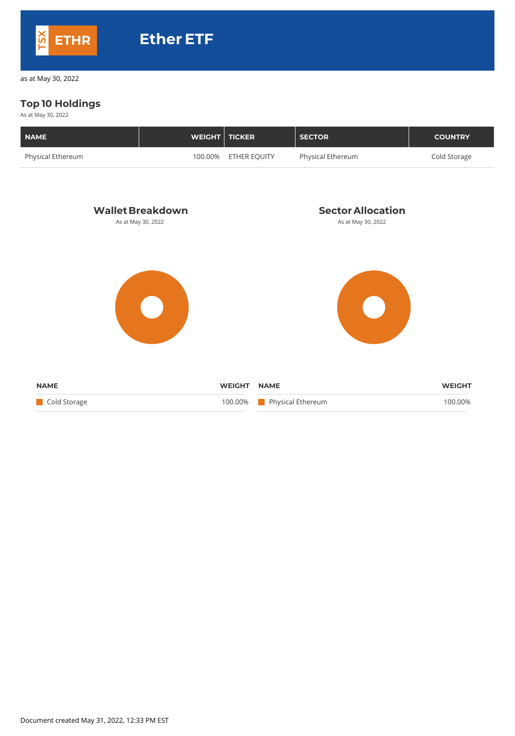# TSX ETHR Ether ETF

as at May 30, 2022

## Top 10 Holdings

As at May 30, 2022

| NAME | WEIGHT | TICKER | SECTOR | COUNTRY |
| --- | --- | --- | --- | --- |
| Physical Ethereum | 100.00% | ETHER EQUITY | Physical Ethereum | Cold Storage |

### Wallet Breakdown

As at May 30, 2022

| NAME | WEIGHT |
| --- | --- |
| Cold Storage | 100.00% |

### Sector Allocation

As at May 30, 2022

| NAME | WEIGHT |
| --- | --- |
| Physical Ethereum | 100.00% |

Document created May 31, 2022, 12:33 PM EST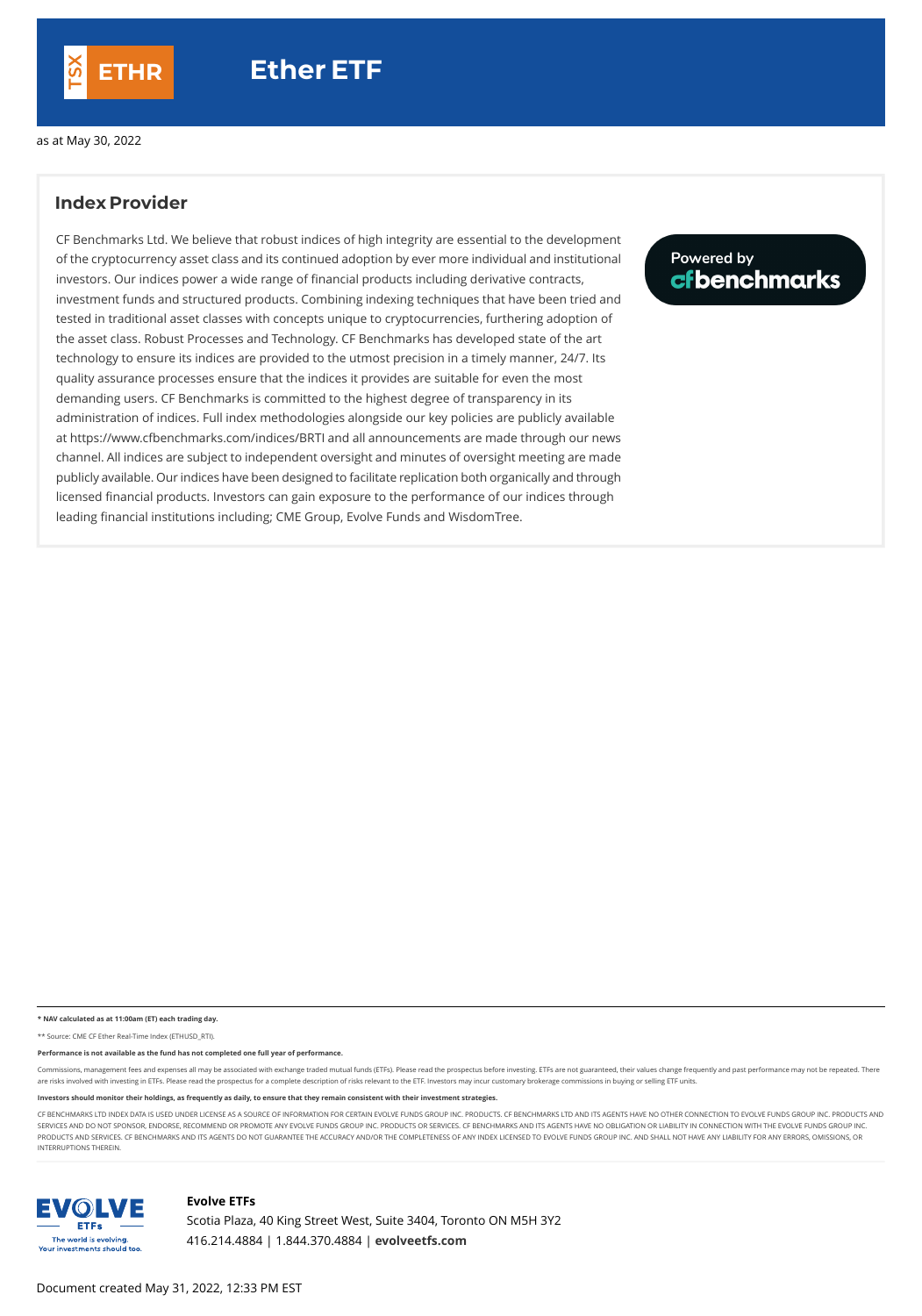# TSX ETHR Ether ETF

as at May 30, 2022

## Index Provider

CF Benchmarks Ltd. We believe that robust indices of high integrity are essential to the development of the cryptocurrency asset class and its continued adoption by ever more individual and institutional investors. Our indices power a wide range of financial products including derivative contracts, investment funds and structured products. Combining indexing techniques that have been tried and tested in traditional asset classes with concepts unique to cryptocurrencies, furthering adoption of the asset class. Robust Processes and Technology. CF Benchmarks has developed state of the art technology to ensure its indices are provided to the utmost precision in a timely manner, 24/7. Its quality assurance processes ensure that the indices it provides are suitable for even the most demanding users. CF Benchmarks is committed to the highest degree of transparency in its administration of indices. Full index methodologies alongside our key policies are publicly available at https://www.cfbenchmarks.com/indices/BRTI and all announcements are made through our news channel. All indices are subject to independent oversight and minutes of oversight meeting are made publicly available. Our indices have been designed to facilitate replication both organically and through licensed financial products. Investors can gain exposure to the performance of our indices through leading financial institutions including; CME Group, Evolve Funds and WisdomTree.

Powered by cfbenchmarks

**\* NAV calculated as at 11:00am (ET) each trading day.**

\*\* Source: CME CF Ether Real-Time Index (ETHUSD_RTI).

**Performance is not available as the fund has not completed one full year of performance.**

Commissions, management fees and expenses all may be associated with exchange traded mutual funds (ETFs). Please read the prospectus before investing. ETFs are not guaranteed, their values change frequently and past performance may not be repeated. There are risks involved with investing in ETFs. Please read the prospectus for a complete description of risks relevant to the ETF. Investors may incur customary brokerage commissions in buying or selling ETF units.

**Investors should monitor their holdings, as frequently as daily, to ensure that they remain consistent with their investment strategies.**

CF BENCHMARKS LTD INDEX DATA IS USED UNDER LICENSE AS A SOURCE OF INFORMATION FOR CERTAIN EVOLVE FUNDS GROUP INC. PRODUCTS. CF BENCHMARKS LTD AND ITS AGENTS HAVE NO OTHER CONNECTION TO EVOLVE FUNDS GROUP INC. PRODUCTS AND SERVICES AND DO NOT SPONSOR, ENDORSE, RECOMMEND OR PROMOTE ANY EVOLVE FUNDS GROUP INC. PRODUCTS OR SERVICES. CF BENCHMARKS AND ITS AGENTS HAVE NO OBLIGATION OR LIABILITY IN CONNECTION WITH THE EVOLVE FUNDS GROUP INC. PRODUCTS AND SERVICES. CF BENCHMARKS AND ITS AGENTS DO NOT GUARANTEE THE ACCURACY AND/OR THE COMPLETENESS OF ANY INDEX LICENSED TO EVOLVE FUNDS GROUP INC. AND SHALL NOT HAVE ANY LIABILITY FOR ANY ERRORS, OMISSIONS, OR INTERRUPTIONS THEREIN.

EVOLVE ETFs
The world is evolving. Your investments should too.

**Evolve ETFs**
Scotia Plaza, 40 King Street West, Suite 3404, Toronto ON M5H 3Y2
416.214.4884 | 1.844.370.4884 | **evolveetfs.com**

Document created May 31, 2022, 12:33 PM EST